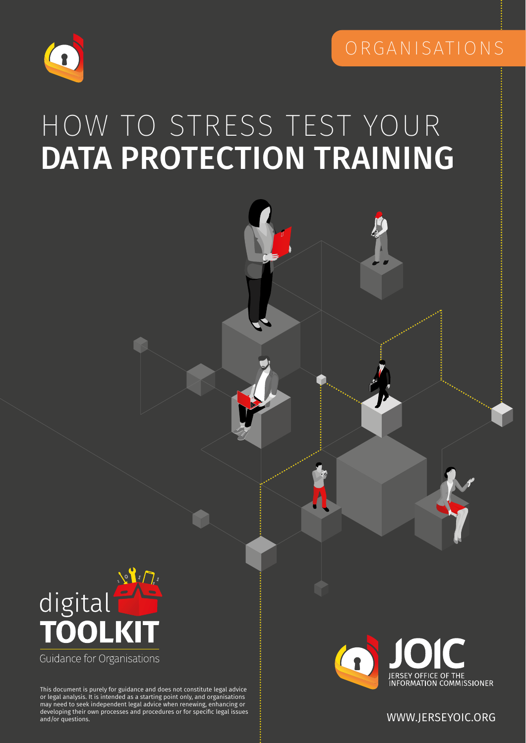ORGANISATIONS

# HOW TO STRESS TEST YOUR **DATA PROTECTION TRAINING**

digital **TOOLKIT**

Guidance for Organisations

This document is purely for guidance and does not constitute legal advice or legal analysis. It is intended as a starting point only, and organisations may need to seek independent legal advice when renewing, enhancing or developing their own processes and procedures or for specific legal issues and/or questions.

JOIC

JERSEY OFFICE OF THE INFORMATION COMMISSIONER

WWW.JERSEYOIC.ORG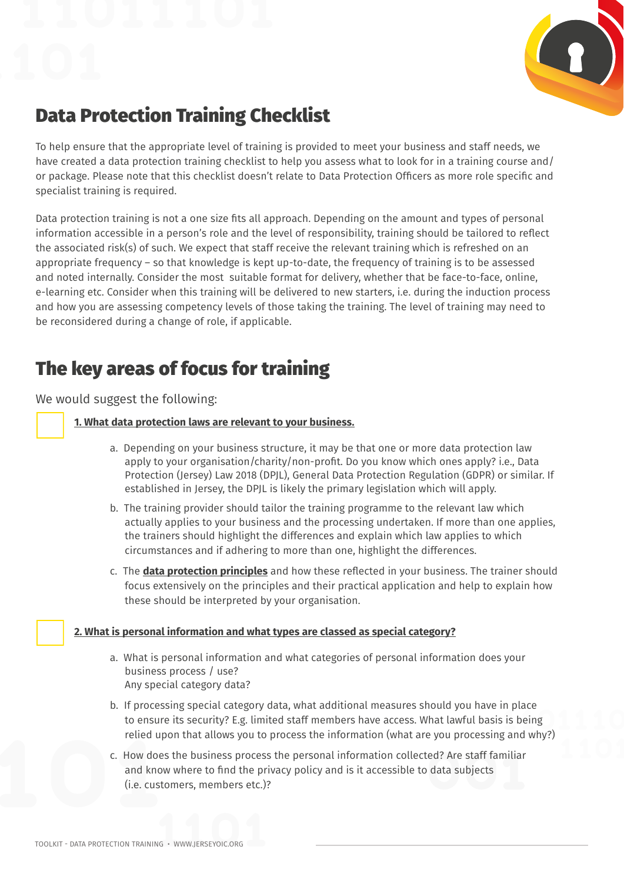# Data Protection Training Checklist

To help ensure that the appropriate level of training is provided to meet your business and staff needs, we have created a data protection training checklist to help you assess what to look for in a training course and/or package. Please note that this checklist doesn't relate to Data Protection Officers as more role specific and specialist training is required.

Data protection training is not a one size fits all approach. Depending on the amount and types of personal information accessible in a person's role and the level of responsibility, training should be tailored to reflect the associated risk(s) of such. We expect that staff receive the relevant training which is refreshed on an appropriate frequency – so that knowledge is kept up-to-date, the frequency of training is to be assessed and noted internally. Consider the most suitable format for delivery, whether that be face-to-face, online, e-learning etc. Consider when this training will be delivered to new starters, i.e. during the induction process and how you are assessing competency levels of those taking the training. The level of training may need to be reconsidered during a change of role, if applicable.

## The key areas of focus for training

We would suggest the following:

- [ ] **1. What data protection laws are relevant to your business.**

   a. Depending on your business structure, it may be that one or more data protection law apply to your organisation/charity/non-profit. Do you know which ones apply? i.e., Data Protection (Jersey) Law 2018 (DPJL), General Data Protection Regulation (GDPR) or similar. If established in Jersey, the DPJL is likely the primary legislation which will apply.

   b. The training provider should tailor the training programme to the relevant law which actually applies to your business and the processing undertaken. If more than one applies, the trainers should highlight the differences and explain which law applies to which circumstances and if adhering to more than one, highlight the differences.

   c. The **data protection principles** and how these reflected in your business. The trainer should focus extensively on the principles and their practical application and help to explain how these should be interpreted by your organisation.

- [ ] **2. What is personal information and what types are classed as special category?**

   a. What is personal information and what categories of personal information does your business process / use?
   Any special category data?

   b. If processing special category data, what additional measures should you have in place to ensure its security? E.g. limited staff members have access. What lawful basis is being relied upon that allows you to process the information (what are you processing and why?)

   c. How does the business process the personal information collected? Are staff familiar and know where to find the privacy policy and is it accessible to data subjects (i.e. customers, members etc.)?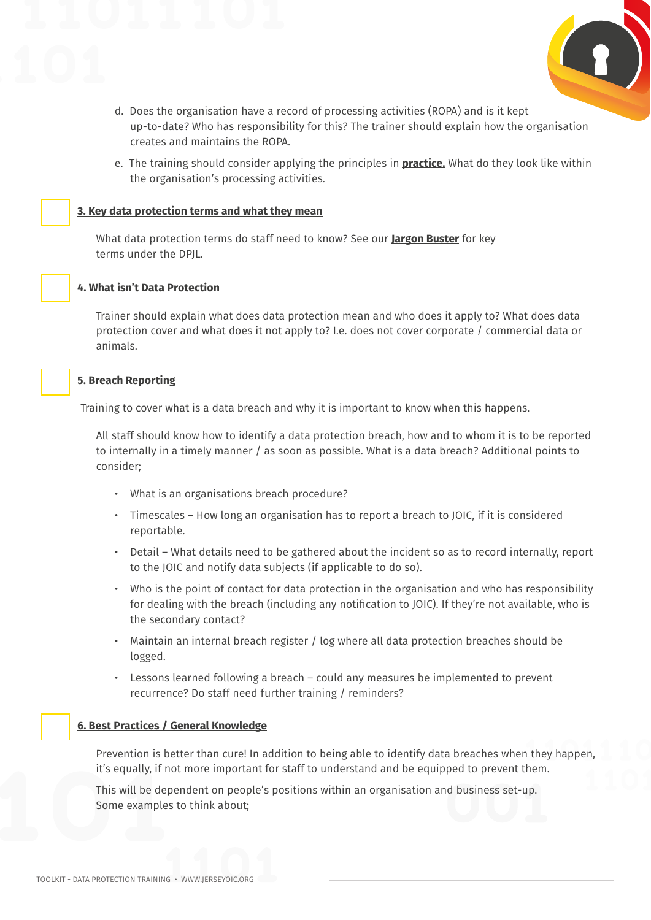d. Does the organisation have a record of processing activities (ROPA) and is it kept up-to-date? Who has responsibility for this? The trainer should explain how the organisation creates and maintains the ROPA.

e. The training should consider applying the principles in **practice.** What do they look like within the organisation's processing activities.

### 3. Key data protection terms and what they mean

What data protection terms do staff need to know? See our **Jargon Buster** for key terms under the DPJL.

### 4. What isn't Data Protection

Trainer should explain what does data protection mean and who does it apply to? What does data protection cover and what does it not apply to? I.e. does not cover corporate / commercial data or animals.

### 5. Breach Reporting

Training to cover what is a data breach and why it is important to know when this happens.

All staff should know how to identify a data protection breach, how and to whom it is to be reported to internally in a timely manner / as soon as possible. What is a data breach? Additional points to consider;

- What is an organisations breach procedure?
- Timescales – How long an organisation has to report a breach to JOIC, if it is considered reportable.
- Detail – What details need to be gathered about the incident so as to record internally, report to the JOIC and notify data subjects (if applicable to do so).
- Who is the point of contact for data protection in the organisation and who has responsibility for dealing with the breach (including any notification to JOIC). If they're not available, who is the secondary contact?
- Maintain an internal breach register / log where all data protection breaches should be logged.
- Lessons learned following a breach – could any measures be implemented to prevent recurrence? Do staff need further training / reminders?

### 6. Best Practices / General Knowledge

Prevention is better than cure! In addition to being able to identify data breaches when they happen, it's equally, if not more important for staff to understand and be equipped to prevent them.

This will be dependent on people's positions within an organisation and business set-up. Some examples to think about;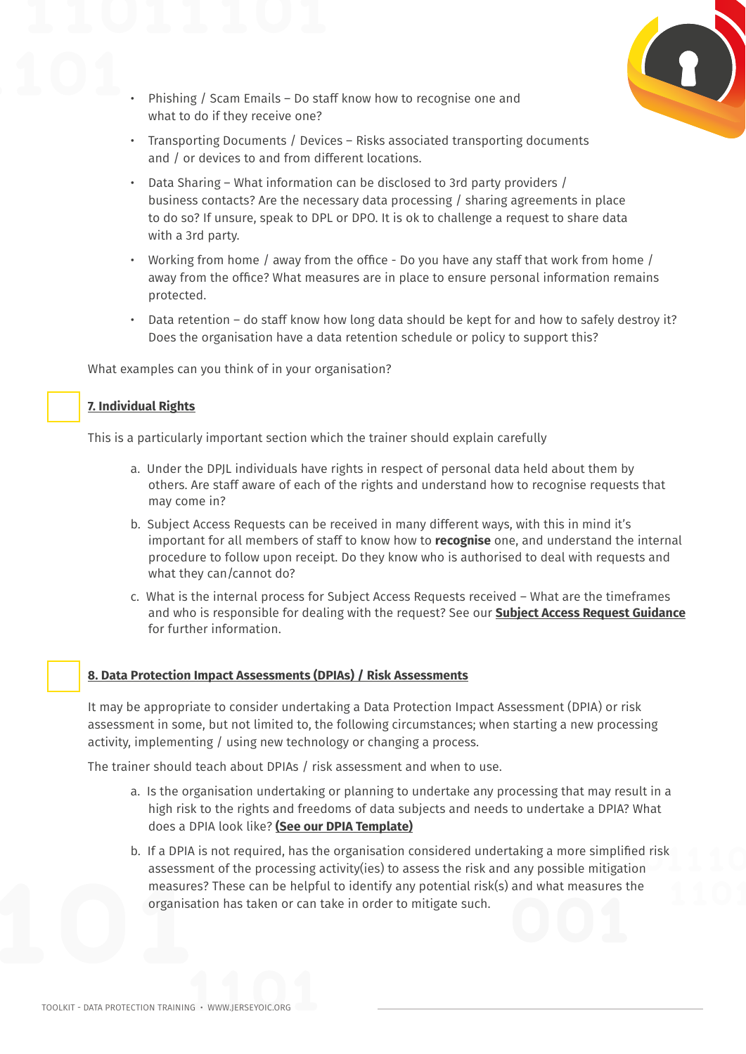- Phishing / Scam Emails – Do staff know how to recognise one and what to do if they receive one?
- Transporting Documents / Devices – Risks associated transporting documents and / or devices to and from different locations.
- Data Sharing – What information can be disclosed to 3rd party providers / business contacts? Are the necessary data processing / sharing agreements in place to do so? If unsure, speak to DPL or DPO. It is ok to challenge a request to share data with a 3rd party.
- Working from home / away from the office - Do you have any staff that work from home / away from the office? What measures are in place to ensure personal information remains protected.
- Data retention – do staff know how long data should be kept for and how to safely destroy it? Does the organisation have a data retention schedule or policy to support this?

What examples can you think of in your organisation?

## 7. Individual Rights

This is a particularly important section which the trainer should explain carefully

a. Under the DPJL individuals have rights in respect of personal data held about them by others. Are staff aware of each of the rights and understand how to recognise requests that may come in?

b. Subject Access Requests can be received in many different ways, with this in mind it's important for all members of staff to know how to **recognise** one, and understand the internal procedure to follow upon receipt. Do they know who is authorised to deal with requests and what they can/cannot do?

c. What is the internal process for Subject Access Requests received – What are the timeframes and who is responsible for dealing with the request? See our **Subject Access Request Guidance** for further information.

## 8. Data Protection Impact Assessments (DPIAs) / Risk Assessments

It may be appropriate to consider undertaking a Data Protection Impact Assessment (DPIA) or risk assessment in some, but not limited to, the following circumstances; when starting a new processing activity, implementing / using new technology or changing a process.

The trainer should teach about DPIAs / risk assessment and when to use.

a. Is the organisation undertaking or planning to undertake any processing that may result in a high risk to the rights and freedoms of data subjects and needs to undertake a DPIA? What does a DPIA look like? **(See our DPIA Template)**

b. If a DPIA is not required, has the organisation considered undertaking a more simplified risk assessment of the processing activity(ies) to assess the risk and any possible mitigation measures? These can be helpful to identify any potential risk(s) and what measures the organisation has taken or can take in order to mitigate such.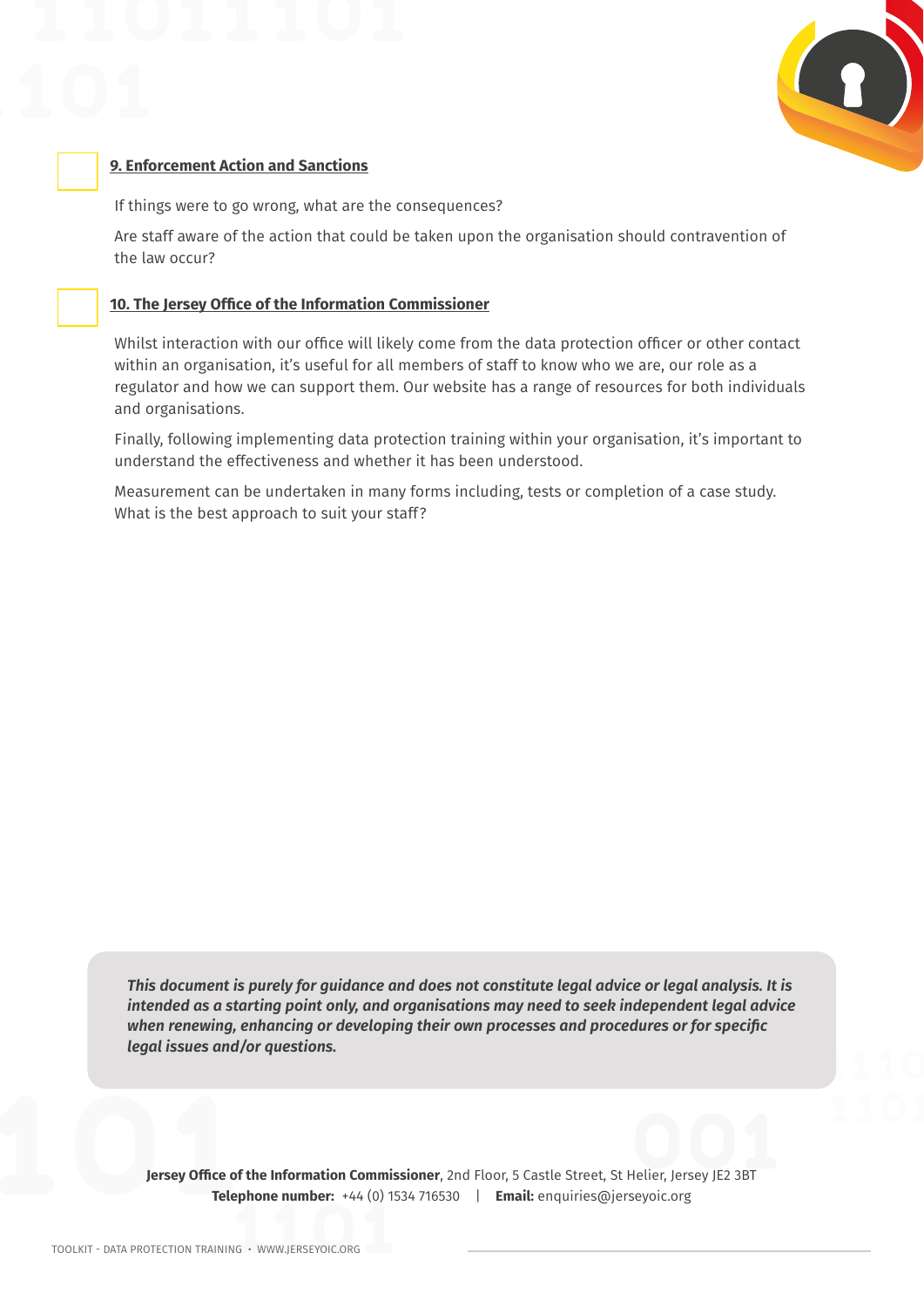## 9. Enforcement Action and Sanctions

If things were to go wrong, what are the consequences?

Are staff aware of the action that could be taken upon the organisation should contravention of the law occur?

## 10. The Jersey Office of the Information Commissioner

Whilst interaction with our office will likely come from the data protection officer or other contact within an organisation, it's useful for all members of staff to know who we are, our role as a regulator and how we can support them. Our website has a range of resources for both individuals and organisations.

Finally, following implementing data protection training within your organisation, it's important to understand the effectiveness and whether it has been understood.

Measurement can be undertaken in many forms including, tests or completion of a case study. What is the best approach to suit your staff?

***This document is purely for guidance and does not constitute legal advice or legal analysis. It is intended as a starting point only, and organisations may need to seek independent legal advice when renewing, enhancing or developing their own processes and procedures or for specific legal issues and/or questions.***

**Jersey Office of the Information Commissioner**, 2nd Floor, 5 Castle Street, St Helier, Jersey JE2 3BT
**Telephone number:** +44 (0) 1534 716530 | **Email:** enquiries@jerseyoic.org